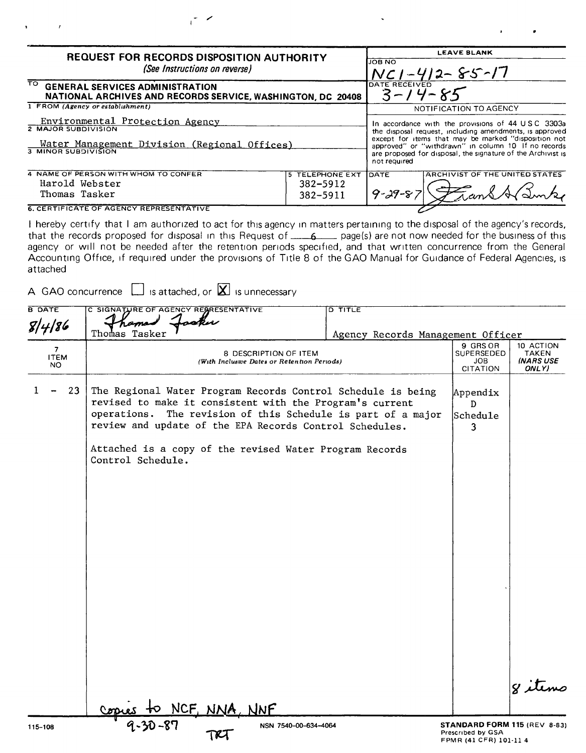# REQUEST FOR RECORDS DISPOSITION AUTHORITY

*(See Instructions on reverse)*

| | LEAVE BLANK |
|---|---|
| TO **GENERAL SERVICES ADMINISTRATION NATIONAL ARCHIVES AND RECORDS SERVICE, WASHINGTON, DC 20408** | JOB NO NC1-412-85-17 |
| | DATE RECEIVED 3-14-85 |
| 1 FROM *(Agency or establishment)* Environmental Protection Agency | NOTIFICATION TO AGENCY |
| 2 MAJOR SUBDIVISION Water Management Division (Regional Offices) | In accordance with the provisions of 44 USC 3303a the disposal request, including amendments, is approved except for items that may be marked "disposition not approved" or "withdrawn" in column 10 If no records are proposed for disposal, the signature of the Archivist is not required |
| 3 MINOR SUBDIVISION | |

| 4 NAME OF PERSON WITH WHOM TO CONFER | 5 TELEPHONE EXT | DATE | ARCHIVIST OF THE UNITED STATES |
|---|---|---|---|
| Harold Webster | 382-5912 | 9-29-87 | Frank A Burke |
| Thomas Tasker | 382-5911 | | |

**6. CERTIFICATE OF AGENCY REPRESENTATIVE**

I hereby certify that I am authorized to act for this agency in matters pertaining to the disposal of the agency's records, that the records proposed for disposal in this Request of 6 page(s) are not now needed for the business of this agency or will not be needed after the retention periods specified, and that written concurrence from the General Accounting Office, if required under the provisions of Title 8 of the GAO Manual for Guidance of Federal Agencies, is attached

A GAO concurrence ☐ is attached, or ☒ is unnecessary

| B DATE | C SIGNATURE OF AGENCY REPRESENTATIVE | D TITLE |
|---|---|---|
| 8/4/86 | Thomas Tasker | Agency Records Management Officer |

| 7 ITEM NO | 8 DESCRIPTION OF ITEM *(With Inclusive Dates or Retention Periods)* | 9 GRS OR SUPERSEDED JOB CITATION | 10 ACTION TAKEN *(NARS USE ONLY)* |
|---|---|---|---|
| 1 - 23 | The Regional Water Program Records Control Schedule is being revised to make it consistent with the Program's current operations. The revision of this Schedule is part of a major review and update of the EPA Records Control Schedules.<br><br>Attached is a copy of the revised Water Program Records Control Schedule. | Appendix D Schedule 3 | 8 items |

copies to NCF, NNA, NNF
9-30-87
TRT

115-108 NSN 7540-00-634-4064 **STANDARD FORM 115** (REV 8-83) Prescribed by GSA FPMR (41 CFR) 101-11 4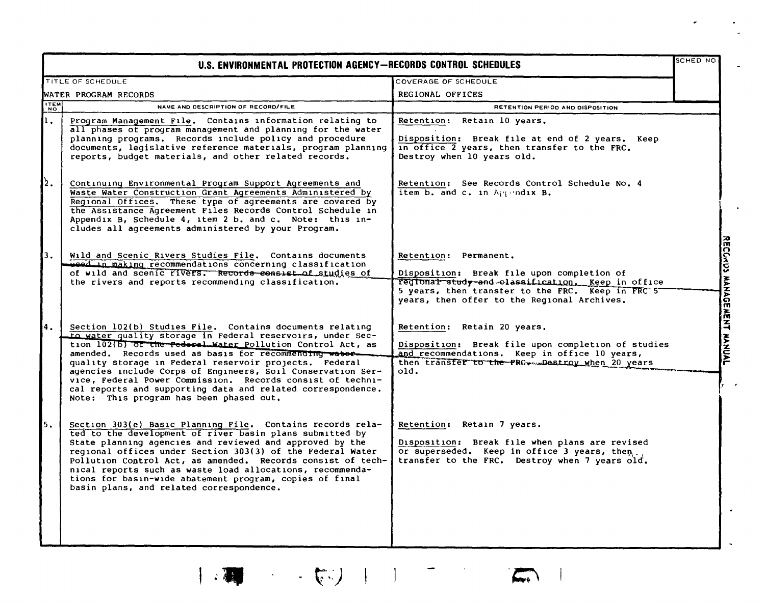# U.S. ENVIRONMENTAL PROTECTION AGENCY—RECORDS CONTROL SCHEDULES

| TITLE OF SCHEDULE | COVERAGE OF SCHEDULE | SCHED NO |
|---|---|---|
| WATER PROGRAM RECORDS | REGIONAL OFFICES | |

| ITEM NO | NAME AND DESCRIPTION OF RECORD/FILE | RETENTION PERIOD AND DISPOSITION |
|---|---|---|
| 1. | Program Management File. Contains information relating to all phases of program management and planning for the water planning programs. Records include policy and procedure documents, legislative reference materials, program planning reports, budget materials, and other related records. | Retention: Retain 10 years.<br><br>Disposition: Break file at end of 2 years. Keep in office 2 years, then transfer to the FRC. Destroy when 10 years old. |
| 2. | Continuing Environmental Program Support Agreements and Waste Water Construction Grant Agreements Administered by Regional Offices. These type of agreements are covered by the Assistance Agreement Files Records Control Schedule in Appendix B, Schedule 4, item 2 b. and c. Note: this includes all agreements administered by your Program. | Retention: See Records Control Schedule No. 4 item b. and c. in Appendix B. |
| 3. | Wild and Scenic Rivers Studies File. Contains documents used in making recommendations concerning classification of wild and scenic rivers. Records consist of studies of the rivers and reports recommending classification. | Retention: Permanent.<br><br>Disposition: Break file upon completion of regional study and classification. Keep in office 5 years, then transfer to the FRC. Keep in FRC 5 years, then offer to the Regional Archives. |
| 4. | Section 102(b) Studies File. Contains documents relating to water quality storage in Federal reservoirs, under Section 102(b) of the Federal Water Pollution Control Act, as amended. Records used as basis for recommending water quality storage in Federal reservoir projects. Federal agencies include Corps of Engineers, Soil Conservation Service, Federal Power Commission. Records consist of technical reports and supporting data and related correspondence. Note: This program has been phased out. | Retention: Retain 20 years.<br><br>Disposition: Break file upon completion of studies and recommendations. Keep in office 10 years, then transfer to the FRC. Destroy when 20 years old. |
| 5. | Section 303(e) Basic Planning File. Contains records related to the development of river basin plans submitted by State planning agencies and reviewed and approved by the regional offices under Section 303(3) of the Federal Water Pollution Control Act, as amended. Records consist of technical reports such as waste load allocations, recommendations for basin-wide abatement program, copies of final basin plans, and related correspondence. | Retention: Retain 7 years.<br><br>Disposition: Break file when plans are revised or superseded. Keep in office 3 years, then transfer to the FRC. Destroy when 7 years old. |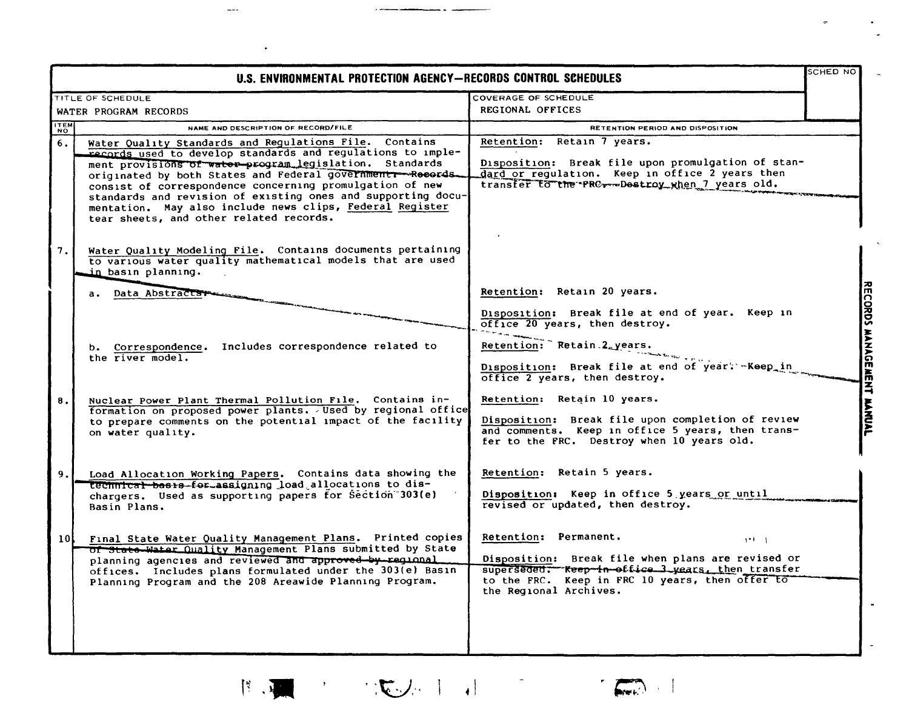# U.S. ENVIRONMENTAL PROTECTION AGENCY—RECORDS CONTROL SCHEDULES

| TITLE OF SCHEDULE | COVERAGE OF SCHEDULE | SCHED NO |
|---|---|---|
| WATER PROGRAM RECORDS | REGIONAL OFFICES | |

| ITEM NO | NAME AND DESCRIPTION OF RECORD/FILE | RETENTION PERIOD AND DISPOSITION |
|---|---|---|
| 6. | Water Quality Standards and Regulations File. Contains records used to develop standards and regulations to implement provisions of water program legislation. Standards originated by both States and Federal government. Records consist of correspondence concerning promulgation of new standards and revision of existing ones and supporting documentation. May also include news clips, Federal Register tear sheets, and other related records. | Retention: Retain 7 years.<br><br>Disposition: Break file upon promulgation of standard or regulation. Keep in office 2 years then transfer to the FRC. Destroy when 7 years old. |
| 7. | Water Quality Modeling File. Contains documents pertaining to various water quality mathematical models that are used in basin planning. | |
| | a. Data Abstracts. | Retention: Retain 20 years.<br><br>Disposition: Break file at end of year. Keep in office 20 years, then destroy. |
| | b. Correspondence. Includes correspondence related to the river model. | Retention: Retain 2 years.<br><br>Disposition: Break file at end of year. Keep in office 2 years, then destroy. |
| 8. | Nuclear Power Plant Thermal Pollution File. Contains information on proposed power plants. Used by regional office to prepare comments on the potential impact of the facility on water quality. | Retention: Retain 10 years.<br><br>Disposition: Break file upon completion of review and comments. Keep in office 5 years, then transfer to the FRC. Destroy when 10 years old. |
| 9. | Load Allocation Working Papers. Contains data showing the technical basis for assigning load allocations to dischargers. Used as supporting papers for Section 303(e) Basin Plans. | Retention: Retain 5 years.<br><br>Disposition: Keep in office 5 years or until revised or updated, then destroy. |
| 10. | Final State Water Quality Management Plans. Printed copies of State Water Quality Management Plans submitted by State planning agencies and reviewed and approved by regional offices. Includes plans formulated under the 303(e) Basin Planning Program and the 208 Areawide Planning Program. | Retention: Permanent.<br><br>Disposition: Break file when plans are revised or superseded. Keep in office 3 years, then transfer to the FRC. Keep in FRC 10 years, then offer to the Regional Archives. |

RECORDS MANAGEMENT MANUAL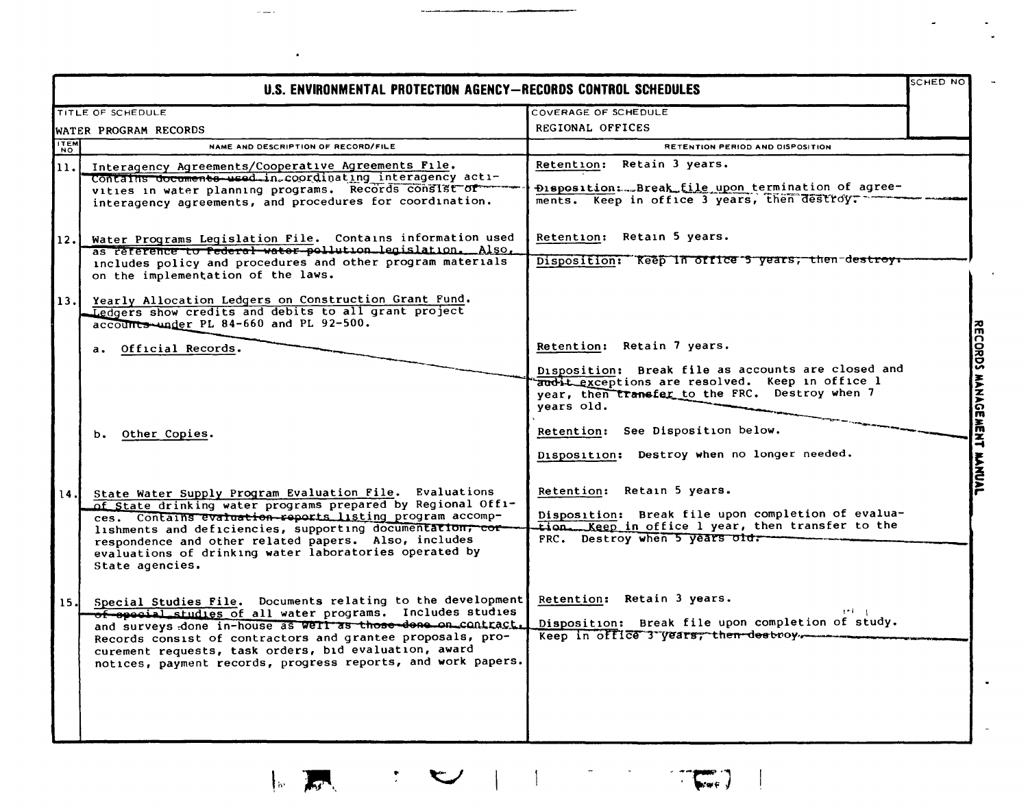# U.S. ENVIRONMENTAL PROTECTION AGENCY—RECORDS CONTROL SCHEDULES

| TITLE OF SCHEDULE | COVERAGE OF SCHEDULE | SCHED NO |
|---|---|---|
| WATER PROGRAM RECORDS | REGIONAL OFFICES | |

| ITEM NO | NAME AND DESCRIPTION OF RECORD/FILE | RETENTION PERIOD AND DISPOSITION |
|---|---|---|
| 11. | Interagency Agreements/Cooperative Agreements File. Contains documents used in coordinating interagency activities in water planning programs. Records consist of interagency agreements, and procedures for coordination. | Retention: Retain 3 years.<br><br>Disposition: Break file upon termination of agreements. Keep in office 3 years, then destroy. |
| 12. | Water Programs Legislation File. Contains information used as reference to Federal water pollution legislation. Also, includes policy and procedures and other program materials on the implementation of the laws. | Retention: Retain 5 years.<br><br>Disposition: Keep in office 5 years, then destroy. |
| 13. | Yearly Allocation Ledgers on Construction Grant Fund. Ledgers show credits and debits to all grant project accounts under PL 84-660 and PL 92-500. | |
| | a. Official Records. | Retention: Retain 7 years.<br><br>Disposition: Break file as accounts are closed and audit exceptions are resolved. Keep in office 1 year, then transfer to the FRC. Destroy when 7 years old. |
| | b. Other Copies. | Retention: See Disposition below.<br><br>Disposition: Destroy when no longer needed. |
| 14. | State Water Supply Program Evaluation File. Evaluations of State drinking water programs prepared by Regional Offices. Contains evaluation reports listing program accomplishments and deficiencies, supporting documentation, correspondence and other related papers. Also, includes evaluations of drinking water laboratories operated by State agencies. | Retention: Retain 5 years.<br><br>Disposition: Break file upon completion of evaluation. Keep in office 1 year, then transfer to the FRC. Destroy when 5 years old. |
| 15. | Special Studies File. Documents relating to the development of special studies of all water programs. Includes studies and surveys done in-house as well as those done on contract. Records consist of contractors and grantee proposals, procurement requests, task orders, bid evaluation, award notices, payment records, progress reports, and work papers. | Retention: Retain 3 years.<br><br>Disposition: Break file upon completion of study. Keep in office 3 years, then destroy. |

RECORDS MANAGEMENT MANUAL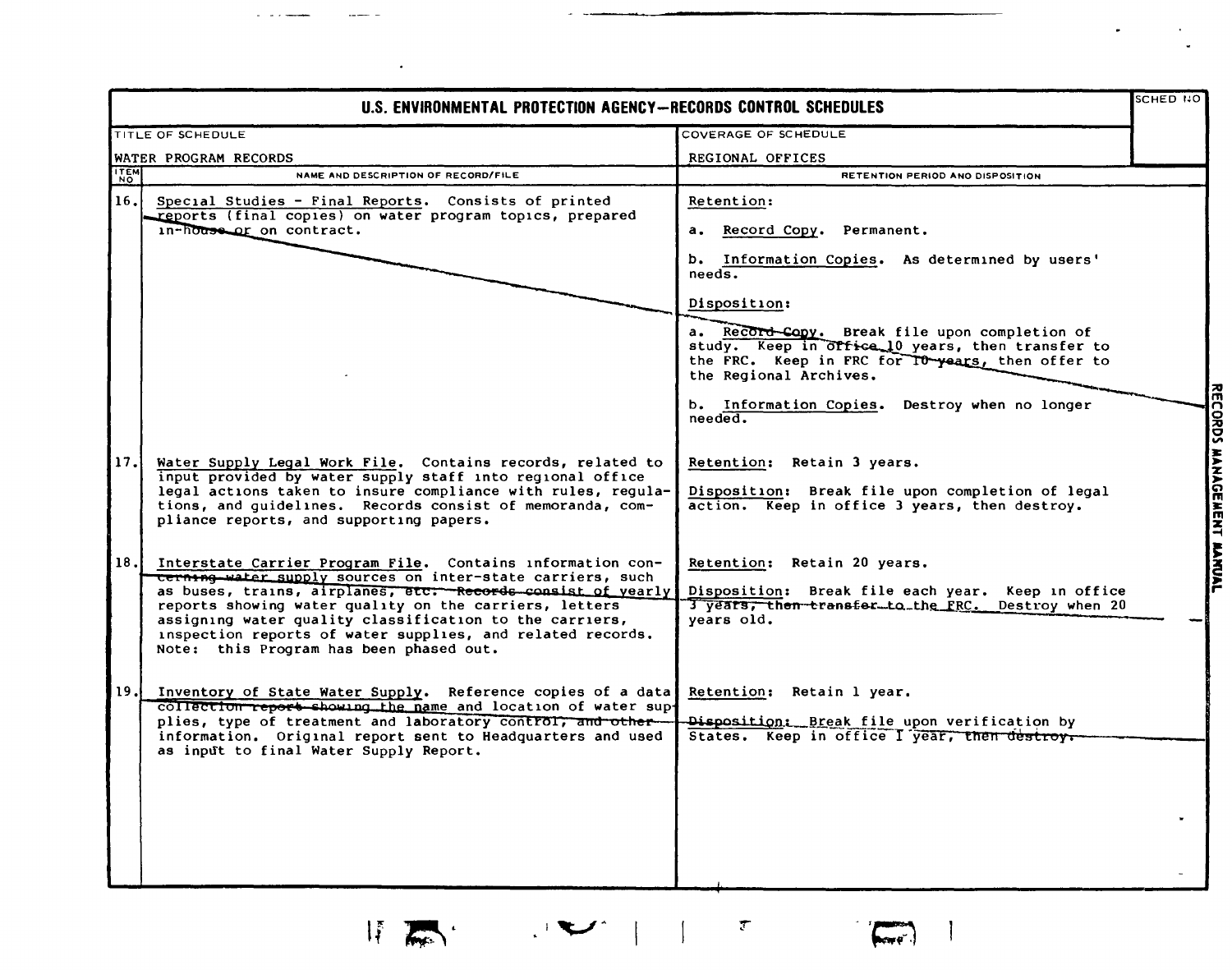# U.S. ENVIRONMENTAL PROTECTION AGENCY—RECORDS CONTROL SCHEDULES

| TITLE OF SCHEDULE | COVERAGE OF SCHEDULE | SCHED NO |
|---|---|---|
| WATER PROGRAM RECORDS | REGIONAL OFFICES | |

| ITEM NO | NAME AND DESCRIPTION OF RECORD/FILE | RETENTION PERIOD AND DISPOSITION |
|---|---|---|
| 16. | Special Studies - Final Reports. Consists of printed reports (final copies) on water program topics, prepared in-house or on contract. | Retention:<br><br>a. Record Copy. Permanent.<br><br>b. Information Copies. As determined by users' needs.<br><br>Disposition:<br><br>a. Record Copy. Break file upon completion of study. Keep in office 10 years, then transfer to the FRC. Keep in FRC for 10 years, then offer to the Regional Archives.<br><br>b. Information Copies. Destroy when no longer needed. |
| 17. | Water Supply Legal Work File. Contains records, related to input provided by water supply staff into regional office legal actions taken to insure compliance with rules, regulations, and guidelines. Records consist of memoranda, compliance reports, and supporting papers. | Retention: Retain 3 years.<br><br>Disposition: Break file upon completion of legal action. Keep in office 3 years, then destroy. |
| 18. | Interstate Carrier Program File. Contains information concerning water supply sources on inter-state carriers, such as buses, trains, airplanes, etc. Records consist of yearly reports showing water quality on the carriers, letters assigning water quality classification to the carriers, inspection reports of water supplies, and related records. Note: this Program has been phased out. | Retention: Retain 20 years.<br><br>Disposition: Break file each year. Keep in office 3 years, then transfer to the FRC. Destroy when 20 years old. |
| 19. | Inventory of State Water Supply. Reference copies of a data collection report showing the name and location of water supplies, type of treatment and laboratory control, and other information. Original report sent to Headquarters and used as input to final Water Supply Report. | Retention: Retain 1 year.<br><br>Disposition: Break file upon verification by States. Keep in office 1 year, then destroy. |

RECORDS MANAGEMENT MANUAL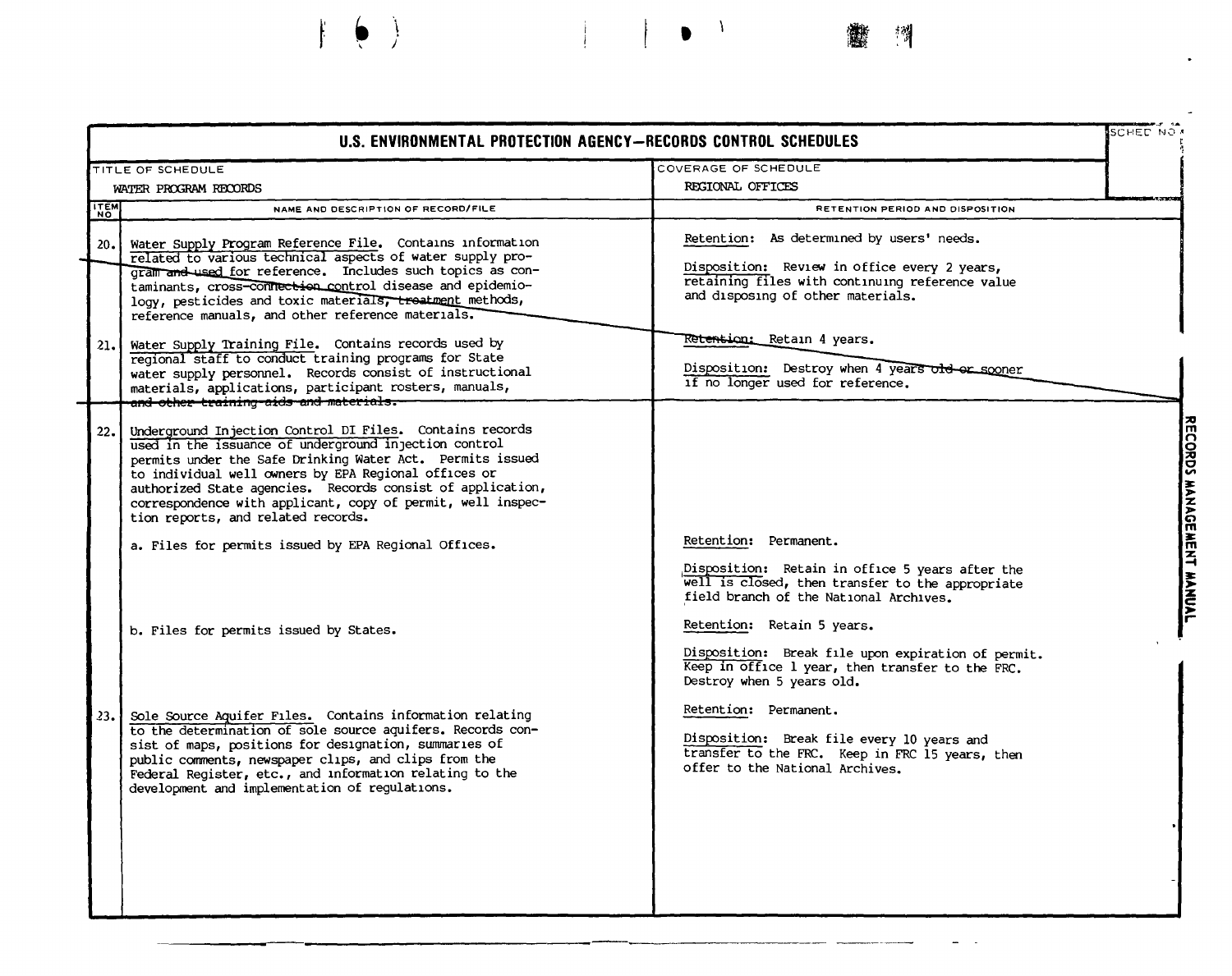# U.S. ENVIRONMENTAL PROTECTION AGENCY—RECORDS CONTROL SCHEDULES

| TITLE OF SCHEDULE | COVERAGE OF SCHEDULE | SCHED NO. |
|---|---|---|
| WATER PROGRAM RECORDS | REGIONAL OFFICES | |

| ITEM NO. | NAME AND DESCRIPTION OF RECORD/FILE | RETENTION PERIOD AND DISPOSITION |
|---|---|---|
| 20. | Water Supply Program Reference File. Contains information related to various technical aspects of water supply program and used for reference. Includes such topics as contaminants, cross-connection control disease and epidemiology, pesticides and toxic materials, treatment methods, reference manuals, and other reference materials. | Retention: As determined by users' needs.<br><br>Disposition: Review in office every 2 years, retaining files with continuing reference value and disposing of other materials. |
| 21. | Water Supply Training File. Contains records used by regional staff to conduct training programs for State water supply personnel. Records consist of instructional materials, applications, participant rosters, manuals, and other training aids and materials. | Retention: Retain 4 years.<br><br>Disposition: Destroy when 4 years old or sooner if no longer used for reference. |
| 22. | Underground Injection Control DI Files. Contains records used in the issuance of underground injection control permits under the Safe Drinking Water Act. Permits issued to individual well owners by EPA Regional offices or authorized State agencies. Records consist of application, correspondence with applicant, copy of permit, well inspection reports, and related records. | |
| | a. Files for permits issued by EPA Regional Offices. | Retention: Permanent.<br><br>Disposition: Retain in office 5 years after the well is closed, then transfer to the appropriate field branch of the National Archives. |
| | b. Files for permits issued by States. | Retention: Retain 5 years.<br><br>Disposition: Break file upon expiration of permit. Keep in office 1 year, then transfer to the FRC. Destroy when 5 years old. |
| 23. | Sole Source Aquifer Files. Contains information relating to the determination of sole source aquifers. Records consist of maps, positions for designation, summaries of public comments, newspaper clips, and clips from the Federal Register, etc., and information relating to the development and implementation of regulations. | Retention: Permanent.<br><br>Disposition: Break file every 10 years and transfer to the FRC. Keep in FRC 15 years, then offer to the National Archives. |

RECORDS MANAGEMENT MANUAL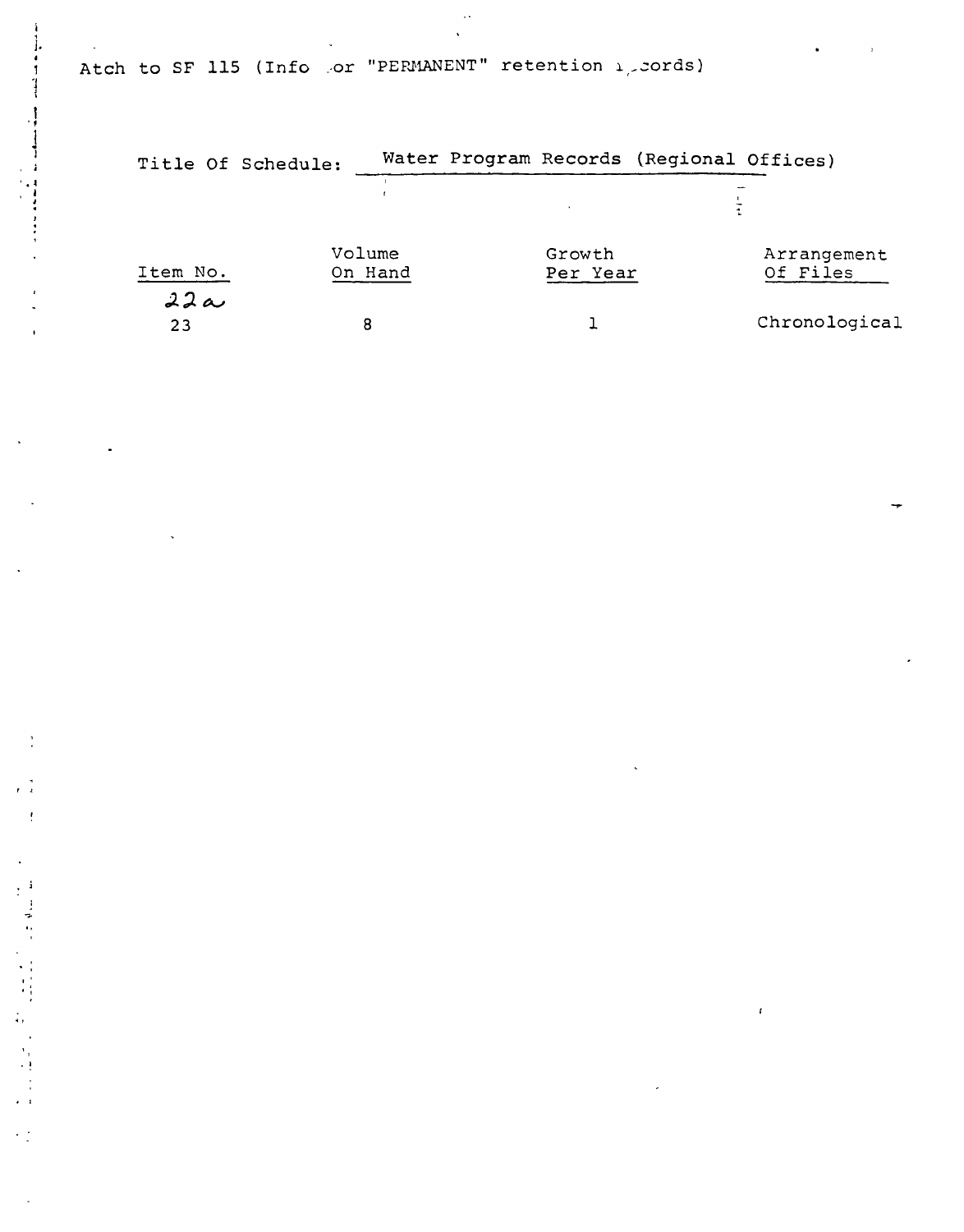Atch to SF 115 (Info or "PERMANENT" retention records)

Title Of Schedule: Water Program Records (Regional Offices)

| Item No. | Volume On Hand | Growth Per Year | Arrangement Of Files |
|---|---|---|---|
| 22a | | | |
| 23 | 8 | 1 | Chronological |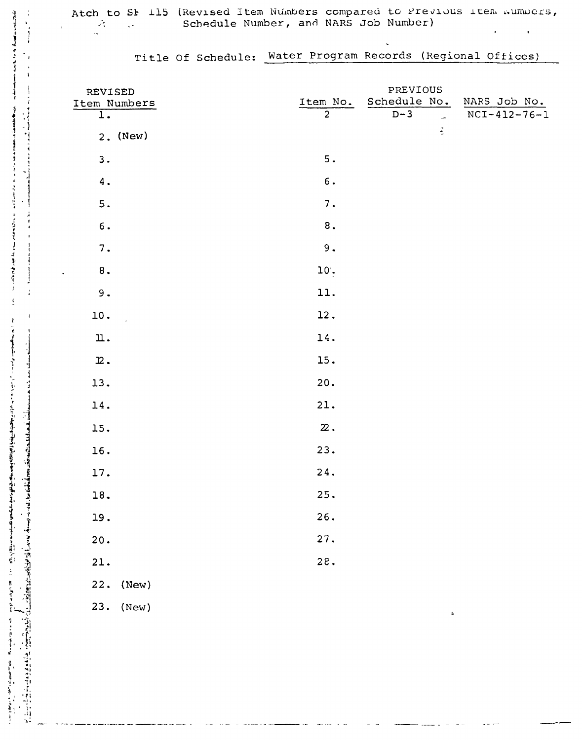Atch to SF 115 (Revised Item Numbers compared to Previous Item Numbers, Schedule Number, and NARS Job Number)

Title Of Schedule: Water Program Records (Regional Offices)

| REVISED Item Numbers | PREVIOUS Item No. | Schedule No. | NARS Job No. |
|---|---|---|---|
| 1. | 2 | D-3 | NCI-412-76-1 |
| 2. (New) | | | |
| 3. | 5. | | |
| 4. | 6. | | |
| 5. | 7. | | |
| 6. | 8. | | |
| 7. | 9. | | |
| 8. | 10. | | |
| 9. | 11. | | |
| 10. | 12. | | |
| 11. | 14. | | |
| 12. | 15. | | |
| 13. | 20. | | |
| 14. | 21. | | |
| 15. | 22. | | |
| 16. | 23. | | |
| 17. | 24. | | |
| 18. | 25. | | |
| 19. | 26. | | |
| 20. | 27. | | |
| 21. | 28. | | |
| 22. (New) | | | |
| 23. (New) | | | |